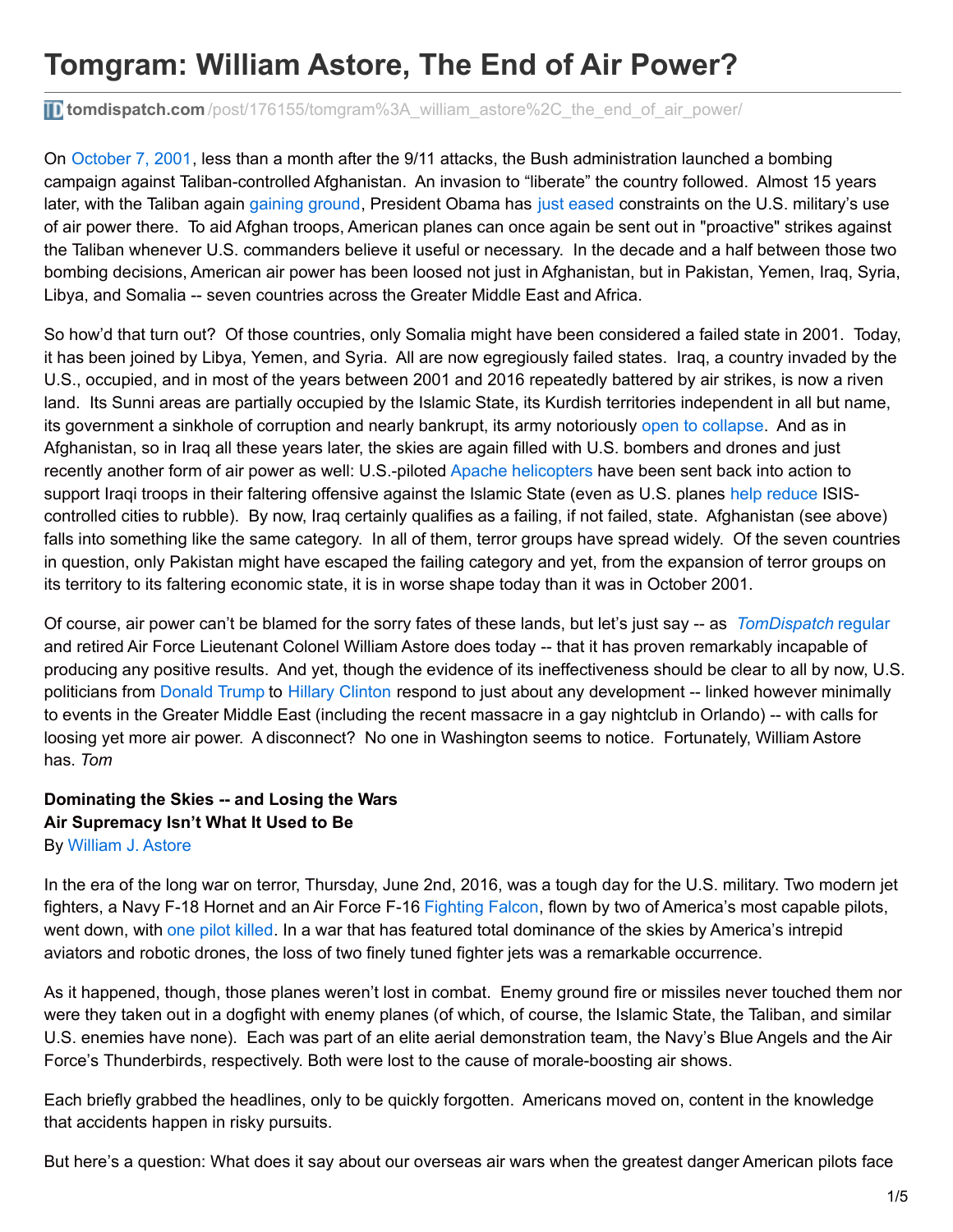# Tomgram: William Astore, The End of Air Power?

tomdispatch.com/post/176155/tomgram%3A_william_astore%2C_the_end_of_air_power/

On October 7, 2001, less than a month after the 9/11 attacks, the Bush administration launched a bombing campaign against Taliban-controlled Afghanistan. An invasion to "liberate" the country followed. Almost 15 years later, with the Taliban again gaining ground, President Obama has just eased constraints on the U.S. military's use of air power there. To aid Afghan troops, American planes can once again be sent out in "proactive" strikes against the Taliban whenever U.S. commanders believe it useful or necessary. In the decade and a half between those two bombing decisions, American air power has been loosed not just in Afghanistan, but in Pakistan, Yemen, Iraq, Syria, Libya, and Somalia -- seven countries across the Greater Middle East and Africa.

So how'd that turn out? Of those countries, only Somalia might have been considered a failed state in 2001. Today, it has been joined by Libya, Yemen, and Syria. All are now egregiously failed states. Iraq, a country invaded by the U.S., occupied, and in most of the years between 2001 and 2016 repeatedly battered by air strikes, is now a riven land. Its Sunni areas are partially occupied by the Islamic State, its Kurdish territories independent in all but name, its government a sinkhole of corruption and nearly bankrupt, its army notoriously open to collapse. And as in Afghanistan, so in Iraq all these years later, the skies are again filled with U.S. bombers and drones and just recently another form of air power as well: U.S.-piloted Apache helicopters have been sent back into action to support Iraqi troops in their faltering offensive against the Islamic State (even as U.S. planes help reduce ISIS-controlled cities to rubble). By now, Iraq certainly qualifies as a failing, if not failed, state. Afghanistan (see above) falls into something like the same category. In all of them, terror groups have spread widely. Of the seven countries in question, only Pakistan might have escaped the failing category and yet, from the expansion of terror groups on its territory to its faltering economic state, it is in worse shape today than it was in October 2001.

Of course, air power can't be blamed for the sorry fates of these lands, but let's just say -- as *TomDispatch* regular and retired Air Force Lieutenant Colonel William Astore does today -- that it has proven remarkably incapable of producing any positive results. And yet, though the evidence of its ineffectiveness should be clear to all by now, U.S. politicians from Donald Trump to Hillary Clinton respond to just about any development -- linked however minimally to events in the Greater Middle East (including the recent massacre in a gay nightclub in Orlando) -- with calls for loosing yet more air power. A disconnect? No one in Washington seems to notice. Fortunately, William Astore has. *Tom*

**Dominating the Skies -- and Losing the Wars**
**Air Supremacy Isn't What It Used to Be**
By William J. Astore

In the era of the long war on terror, Thursday, June 2nd, 2016, was a tough day for the U.S. military. Two modern jet fighters, a Navy F-18 Hornet and an Air Force F-16 Fighting Falcon, flown by two of America's most capable pilots, went down, with one pilot killed. In a war that has featured total dominance of the skies by America's intrepid aviators and robotic drones, the loss of two finely tuned fighter jets was a remarkable occurrence.

As it happened, though, those planes weren't lost in combat. Enemy ground fire or missiles never touched them nor were they taken out in a dogfight with enemy planes (of which, of course, the Islamic State, the Taliban, and similar U.S. enemies have none). Each was part of an elite aerial demonstration team, the Navy's Blue Angels and the Air Force's Thunderbirds, respectively. Both were lost to the cause of morale-boosting air shows.

Each briefly grabbed the headlines, only to be quickly forgotten. Americans moved on, content in the knowledge that accidents happen in risky pursuits.

But here's a question: What does it say about our overseas air wars when the greatest danger American pilots face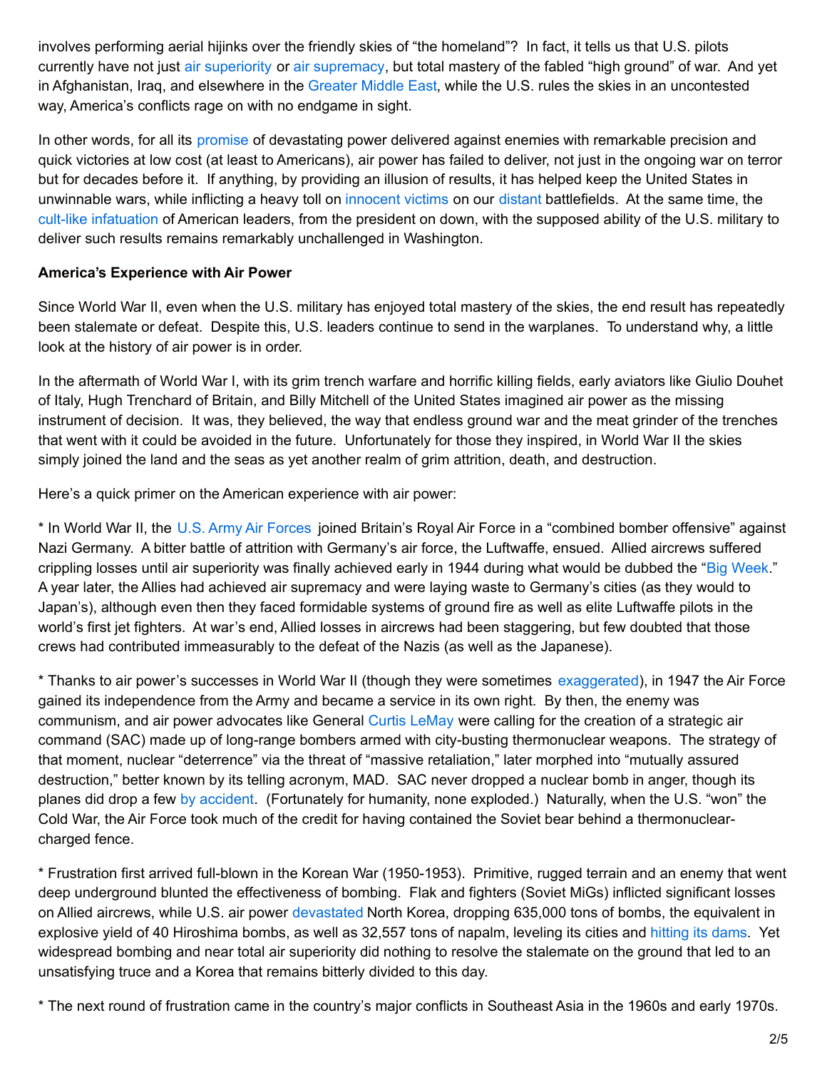involves performing aerial hijinks over the friendly skies of "the homeland"? In fact, it tells us that U.S. pilots currently have not just air superiority or air supremacy, but total mastery of the fabled "high ground" of war. And yet in Afghanistan, Iraq, and elsewhere in the Greater Middle East, while the U.S. rules the skies in an uncontested way, America's conflicts rage on with no endgame in sight.

In other words, for all its promise of devastating power delivered against enemies with remarkable precision and quick victories at low cost (at least to Americans), air power has failed to deliver, not just in the ongoing war on terror but for decades before it. If anything, by providing an illusion of results, it has helped keep the United States in unwinnable wars, while inflicting a heavy toll on innocent victims on our distant battlefields. At the same time, the cult-like infatuation of American leaders, from the president on down, with the supposed ability of the U.S. military to deliver such results remains remarkably unchallenged in Washington.

**America's Experience with Air Power**

Since World War II, even when the U.S. military has enjoyed total mastery of the skies, the end result has repeatedly been stalemate or defeat. Despite this, U.S. leaders continue to send in the warplanes. To understand why, a little look at the history of air power is in order.

In the aftermath of World War I, with its grim trench warfare and horrific killing fields, early aviators like Giulio Douhet of Italy, Hugh Trenchard of Britain, and Billy Mitchell of the United States imagined air power as the missing instrument of decision. It was, they believed, the way that endless ground war and the meat grinder of the trenches that went with it could be avoided in the future. Unfortunately for those they inspired, in World War II the skies simply joined the land and the seas as yet another realm of grim attrition, death, and destruction.

Here's a quick primer on the American experience with air power:

* In World War II, the U.S. Army Air Forces joined Britain's Royal Air Force in a "combined bomber offensive" against Nazi Germany. A bitter battle of attrition with Germany's air force, the Luftwaffe, ensued. Allied aircrews suffered crippling losses until air superiority was finally achieved early in 1944 during what would be dubbed the "Big Week." A year later, the Allies had achieved air supremacy and were laying waste to Germany's cities (as they would to Japan's), although even then they faced formidable systems of ground fire as well as elite Luftwaffe pilots in the world's first jet fighters. At war's end, Allied losses in aircrews had been staggering, but few doubted that those crews had contributed immeasurably to the defeat of the Nazis (as well as the Japanese).

* Thanks to air power's successes in World War II (though they were sometimes exaggerated), in 1947 the Air Force gained its independence from the Army and became a service in its own right. By then, the enemy was communism, and air power advocates like General Curtis LeMay were calling for the creation of a strategic air command (SAC) made up of long-range bombers armed with city-busting thermonuclear weapons. The strategy of that moment, nuclear "deterrence" via the threat of "massive retaliation," later morphed into "mutually assured destruction," better known by its telling acronym, MAD. SAC never dropped a nuclear bomb in anger, though its planes did drop a few by accident. (Fortunately for humanity, none exploded.) Naturally, when the U.S. "won" the Cold War, the Air Force took much of the credit for having contained the Soviet bear behind a thermonuclear-charged fence.

* Frustration first arrived full-blown in the Korean War (1950-1953). Primitive, rugged terrain and an enemy that went deep underground blunted the effectiveness of bombing. Flak and fighters (Soviet MiGs) inflicted significant losses on Allied aircrews, while U.S. air power devastated North Korea, dropping 635,000 tons of bombs, the equivalent in explosive yield of 40 Hiroshima bombs, as well as 32,557 tons of napalm, leveling its cities and hitting its dams. Yet widespread bombing and near total air superiority did nothing to resolve the stalemate on the ground that led to an unsatisfying truce and a Korea that remains bitterly divided to this day.

* The next round of frustration came in the country's major conflicts in Southeast Asia in the 1960s and early 1970s.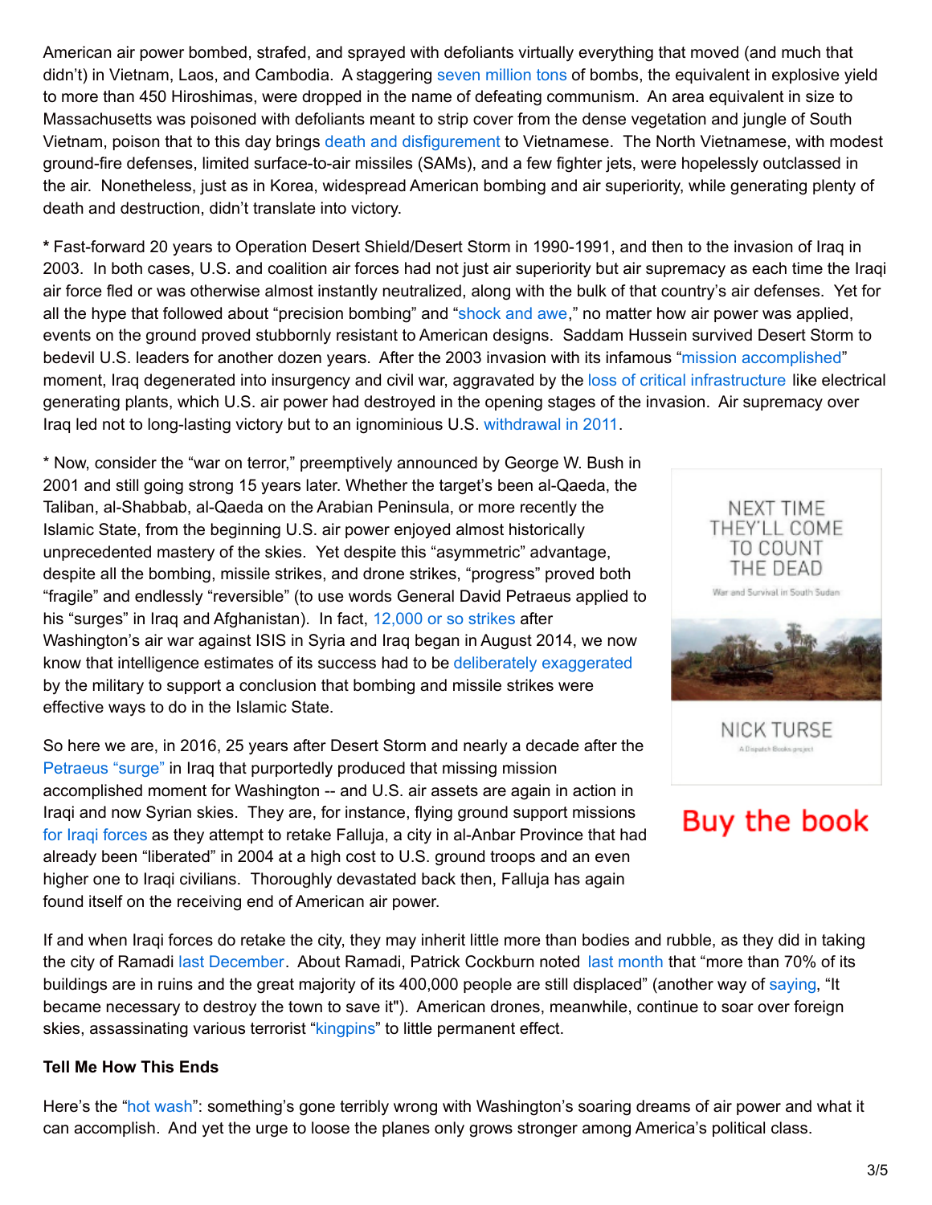American air power bombed, strafed, and sprayed with defoliants virtually everything that moved (and much that didn't) in Vietnam, Laos, and Cambodia. A staggering seven million tons of bombs, the equivalent in explosive yield to more than 450 Hiroshimas, were dropped in the name of defeating communism. An area equivalent in size to Massachusetts was poisoned with defoliants meant to strip cover from the dense vegetation and jungle of South Vietnam, poison that to this day brings death and disfigurement to Vietnamese. The North Vietnamese, with modest ground-fire defenses, limited surface-to-air missiles (SAMs), and a few fighter jets, were hopelessly outclassed in the air. Nonetheless, just as in Korea, widespread American bombing and air superiority, while generating plenty of death and destruction, didn't translate into victory.

**\*** Fast-forward 20 years to Operation Desert Shield/Desert Storm in 1990-1991, and then to the invasion of Iraq in 2003. In both cases, U.S. and coalition air forces had not just air superiority but air supremacy as each time the Iraqi air force fled or was otherwise almost instantly neutralized, along with the bulk of that country's air defenses. Yet for all the hype that followed about "precision bombing" and "shock and awe," no matter how air power was applied, events on the ground proved stubbornly resistant to American designs. Saddam Hussein survived Desert Storm to bedevil U.S. leaders for another dozen years. After the 2003 invasion with its infamous "mission accomplished" moment, Iraq degenerated into insurgency and civil war, aggravated by the loss of critical infrastructure like electrical generating plants, which U.S. air power had destroyed in the opening stages of the invasion. Air supremacy over Iraq led not to long-lasting victory but to an ignominious U.S. withdrawal in 2011.

\* Now, consider the "war on terror," preemptively announced by George W. Bush in 2001 and still going strong 15 years later. Whether the target's been al-Qaeda, the Taliban, al-Shabbab, al-Qaeda on the Arabian Peninsula, or more recently the Islamic State, from the beginning U.S. air power enjoyed almost historically unprecedented mastery of the skies. Yet despite this "asymmetric" advantage, despite all the bombing, missile strikes, and drone strikes, "progress" proved both "fragile" and endlessly "reversible" (to use words General David Petraeus applied to his "surges" in Iraq and Afghanistan). In fact, 12,000 or so strikes after Washington's air war against ISIS in Syria and Iraq began in August 2014, we now know that intelligence estimates of its success had to be deliberately exaggerated by the military to support a conclusion that bombing and missile strikes were effective ways to do in the Islamic State.

So here we are, in 2016, 25 years after Desert Storm and nearly a decade after the Petraeus "surge" in Iraq that purportedly produced that missing mission accomplished moment for Washington -- and U.S. air assets are again in action in Iraqi and now Syrian skies. They are, for instance, flying ground support missions for Iraqi forces as they attempt to retake Falluja, a city in al-Anbar Province that had already been "liberated" in 2004 at a high cost to U.S. ground troops and an even higher one to Iraqi civilians. Thoroughly devastated back then, Falluja has again found itself on the receiving end of American air power.

NEXT TIME THEY'LL COME TO COUNT THE DEAD

War and Survival in South Sudan

NICK TURSE

A Dispatch Books project

Buy the book

If and when Iraqi forces do retake the city, they may inherit little more than bodies and rubble, as they did in taking the city of Ramadi last December. About Ramadi, Patrick Cockburn noted last month that "more than 70% of its buildings are in ruins and the great majority of its 400,000 people are still displaced" (another way of saying, "It became necessary to destroy the town to save it"). American drones, meanwhile, continue to soar over foreign skies, assassinating various terrorist "kingpins" to little permanent effect.

**Tell Me How This Ends**

Here's the "hot wash": something's gone terribly wrong with Washington's soaring dreams of air power and what it can accomplish. And yet the urge to loose the planes only grows stronger among America's political class.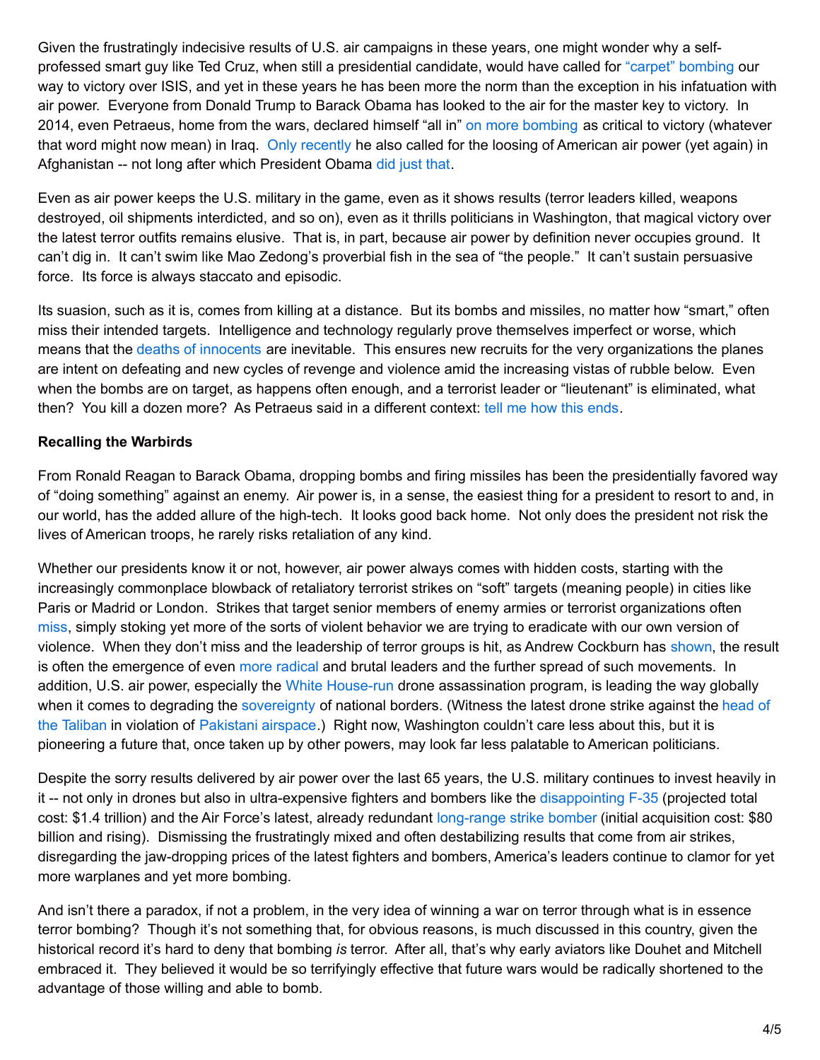Given the frustratingly indecisive results of U.S. air campaigns in these years, one might wonder why a self-professed smart guy like Ted Cruz, when still a presidential candidate, would have called for "carpet" bombing our way to victory over ISIS, and yet in these years he has been more the norm than the exception in his infatuation with air power. Everyone from Donald Trump to Barack Obama has looked to the air for the master key to victory. In 2014, even Petraeus, home from the wars, declared himself "all in" on more bombing as critical to victory (whatever that word might now mean) in Iraq. Only recently he also called for the loosing of American air power (yet again) in Afghanistan -- not long after which President Obama did just that.

Even as air power keeps the U.S. military in the game, even as it shows results (terror leaders killed, weapons destroyed, oil shipments interdicted, and so on), even as it thrills politicians in Washington, that magical victory over the latest terror outfits remains elusive. That is, in part, because air power by definition never occupies ground. It can't dig in. It can't swim like Mao Zedong's proverbial fish in the sea of "the people." It can't sustain persuasive force. Its force is always staccato and episodic.

Its suasion, such as it is, comes from killing at a distance. But its bombs and missiles, no matter how "smart," often miss their intended targets. Intelligence and technology regularly prove themselves imperfect or worse, which means that the deaths of innocents are inevitable. This ensures new recruits for the very organizations the planes are intent on defeating and new cycles of revenge and violence amid the increasing vistas of rubble below. Even when the bombs are on target, as happens often enough, and a terrorist leader or "lieutenant" is eliminated, what then? You kill a dozen more? As Petraeus said in a different context: tell me how this ends.

**Recalling the Warbirds**

From Ronald Reagan to Barack Obama, dropping bombs and firing missiles has been the presidentially favored way of "doing something" against an enemy. Air power is, in a sense, the easiest thing for a president to resort to and, in our world, has the added allure of the high-tech. It looks good back home. Not only does the president not risk the lives of American troops, he rarely risks retaliation of any kind.

Whether our presidents know it or not, however, air power always comes with hidden costs, starting with the increasingly commonplace blowback of retaliatory terrorist strikes on "soft" targets (meaning people) in cities like Paris or Madrid or London. Strikes that target senior members of enemy armies or terrorist organizations often miss, simply stoking yet more of the sorts of violent behavior we are trying to eradicate with our own version of violence. When they don't miss and the leadership of terror groups is hit, as Andrew Cockburn has shown, the result is often the emergence of even more radical and brutal leaders and the further spread of such movements. In addition, U.S. air power, especially the White House-run drone assassination program, is leading the way globally when it comes to degrading the sovereignty of national borders. (Witness the latest drone strike against the head of the Taliban in violation of Pakistani airspace.) Right now, Washington couldn't care less about this, but it is pioneering a future that, once taken up by other powers, may look far less palatable to American politicians.

Despite the sorry results delivered by air power over the last 65 years, the U.S. military continues to invest heavily in it -- not only in drones but also in ultra-expensive fighters and bombers like the disappointing F-35 (projected total cost: $1.4 trillion) and the Air Force's latest, already redundant long-range strike bomber (initial acquisition cost: $80 billion and rising). Dismissing the frustratingly mixed and often destabilizing results that come from air strikes, disregarding the jaw-dropping prices of the latest fighters and bombers, America's leaders continue to clamor for yet more warplanes and yet more bombing.

And isn't there a paradox, if not a problem, in the very idea of winning a war on terror through what is in essence terror bombing? Though it's not something that, for obvious reasons, is much discussed in this country, given the historical record it's hard to deny that bombing *is* terror. After all, that's why early aviators like Douhet and Mitchell embraced it. They believed it would be so terrifyingly effective that future wars would be radically shortened to the advantage of those willing and able to bomb.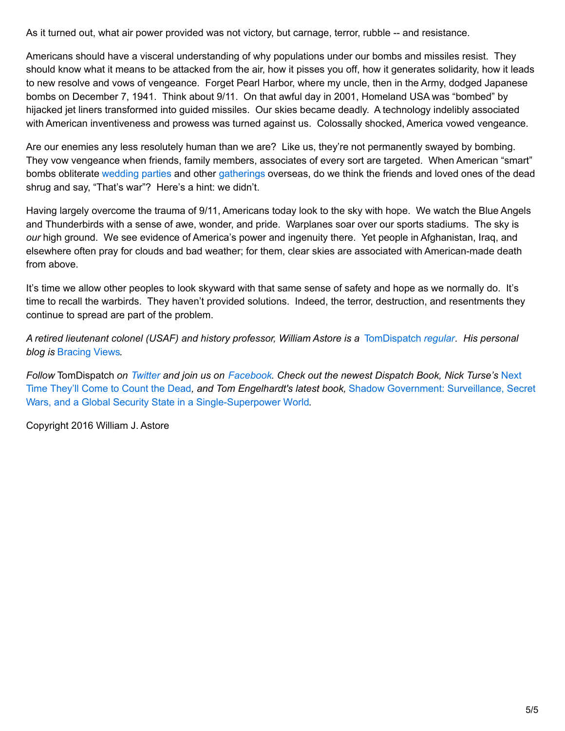As it turned out, what air power provided was not victory, but carnage, terror, rubble -- and resistance.

Americans should have a visceral understanding of why populations under our bombs and missiles resist. They should know what it means to be attacked from the air, how it pisses you off, how it generates solidarity, how it leads to new resolve and vows of vengeance. Forget Pearl Harbor, where my uncle, then in the Army, dodged Japanese bombs on December 7, 1941. Think about 9/11. On that awful day in 2001, Homeland USA was "bombed" by hijacked jet liners transformed into guided missiles. Our skies became deadly. A technology indelibly associated with American inventiveness and prowess was turned against us. Colossally shocked, America vowed vengeance.

Are our enemies any less resolutely human than we are? Like us, they're not permanently swayed by bombing. They vow vengeance when friends, family members, associates of every sort are targeted. When American "smart" bombs obliterate wedding parties and other gatherings overseas, do we think the friends and loved ones of the dead shrug and say, "That's war"? Here's a hint: we didn't.

Having largely overcome the trauma of 9/11, Americans today look to the sky with hope. We watch the Blue Angels and Thunderbirds with a sense of awe, wonder, and pride. Warplanes soar over our sports stadiums. The sky is *our* high ground. We see evidence of America's power and ingenuity there. Yet people in Afghanistan, Iraq, and elsewhere often pray for clouds and bad weather; for them, clear skies are associated with American-made death from above.

It's time we allow other peoples to look skyward with that same sense of safety and hope as we normally do. It's time to recall the warbirds. They haven't provided solutions. Indeed, the terror, destruction, and resentments they continue to spread are part of the problem.

*A retired lieutenant colonel (USAF) and history professor, William Astore is a* TomDispatch *regular. His personal blog is* Bracing Views*.*

*Follow* TomDispatch *on Twitter and join us on Facebook. Check out the newest Dispatch Book, Nick Turse's* Next Time They'll Come to Count the Dead*, and Tom Engelhardt's latest book,* Shadow Government: Surveillance, Secret Wars, and a Global Security State in a Single-Superpower World*.*

Copyright 2016 William J. Astore